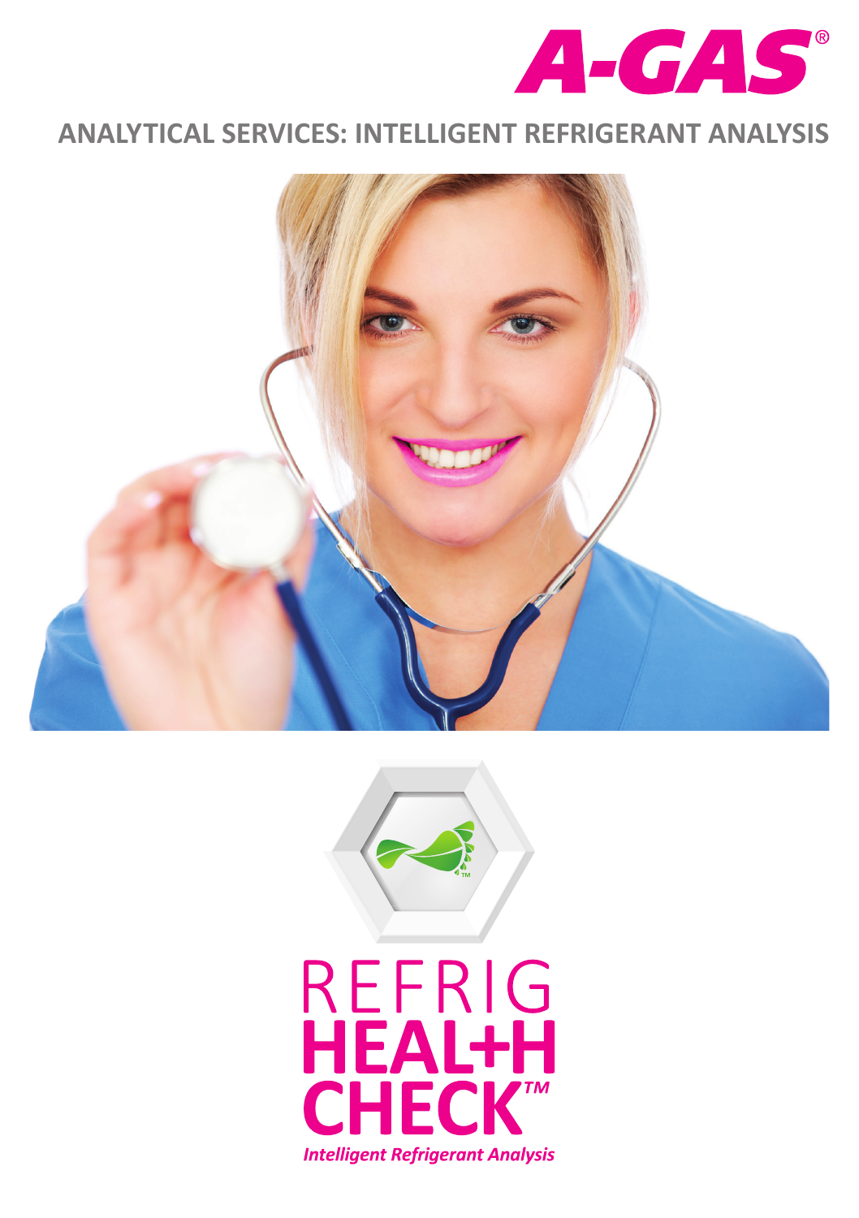A-GAS®

## ANALYTICAL SERVICES: INTELLIGENT REFRIGERANT ANALYSIS

# REFRIG HEAL+H CHECK™

***Intelligent Refrigerant Analysis***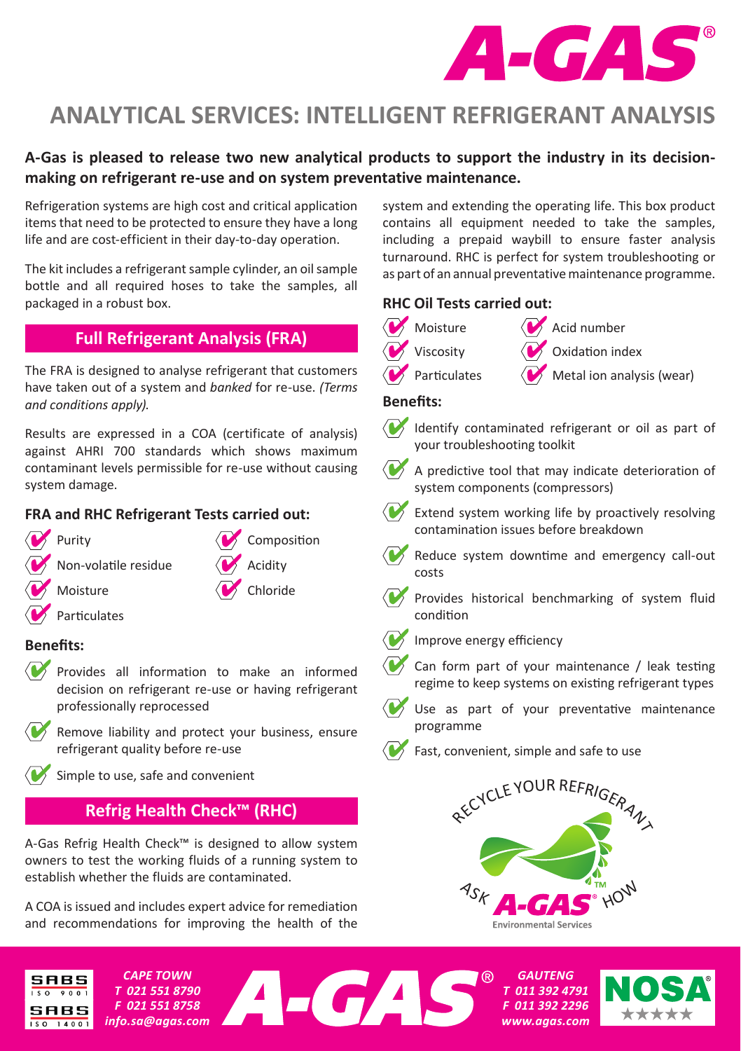# ANALYTICAL SERVICES: INTELLIGENT REFRIGERANT ANALYSIS

**A-Gas is pleased to release two new analytical products to support the industry in its decision-making on refrigerant re-use and on system preventative maintenance.**

Refrigeration systems are high cost and critical application items that need to be protected to ensure they have a long life and are cost-efficient in their day-to-day operation.

The kit includes a refrigerant sample cylinder, an oil sample bottle and all required hoses to take the samples, all packaged in a robust box.

## Full Refrigerant Analysis (FRA)

The FRA is designed to analyse refrigerant that customers have taken out of a system and *banked* for re-use. *(Terms and conditions apply).*

Results are expressed in a COA (certificate of analysis) against AHRI 700 standards which shows maximum contaminant levels permissible for re-use without causing system damage.

### FRA and RHC Refrigerant Tests carried out:

- Purity
- Non-volatile residue
- Moisture
- Particulates
- Composition
- Acidity
- Chloride

### Benefits:

- Provides all information to make an informed decision on refrigerant re-use or having refrigerant professionally reprocessed
- Remove liability and protect your business, ensure refrigerant quality before re-use
- Simple to use, safe and convenient

## Refrig Health Check™ (RHC)

A-Gas Refrig Health Check™ is designed to allow system owners to test the working fluids of a running system to establish whether the fluids are contaminated.

A COA is issued and includes expert advice for remediation and recommendations for improving the health of the system and extending the operating life. This box product contains all equipment needed to take the samples, including a prepaid waybill to ensure faster analysis turnaround. RHC is perfect for system troubleshooting or as part of an annual preventative maintenance programme.

### RHC Oil Tests carried out:

- Moisture
- Viscosity
- Particulates
- Acid number
- Oxidation index
- Metal ion analysis (wear)

### Benefits:

- Identify contaminated refrigerant or oil as part of your troubleshooting toolkit
- A predictive tool that may indicate deterioration of system components (compressors)
- Extend system working life by proactively resolving contamination issues before breakdown
- Reduce system downtime and emergency call-out costs
- Provides historical benchmarking of system fluid condition
- Improve energy efficiency
- Can form part of your maintenance / leak testing regime to keep systems on existing refrigerant types
- Use as part of your preventative maintenance programme
- Fast, convenient, simple and safe to use

RECYCLE YOUR REFRIGERANT

ASK A-GAS® HOW

Environmental Services

**CAPE TOWN**
T 021 551 8790
F 021 551 8758
info.sa@agas.com

**GAUTENG**
T 011 392 4791
F 011 392 2296
www.agas.com